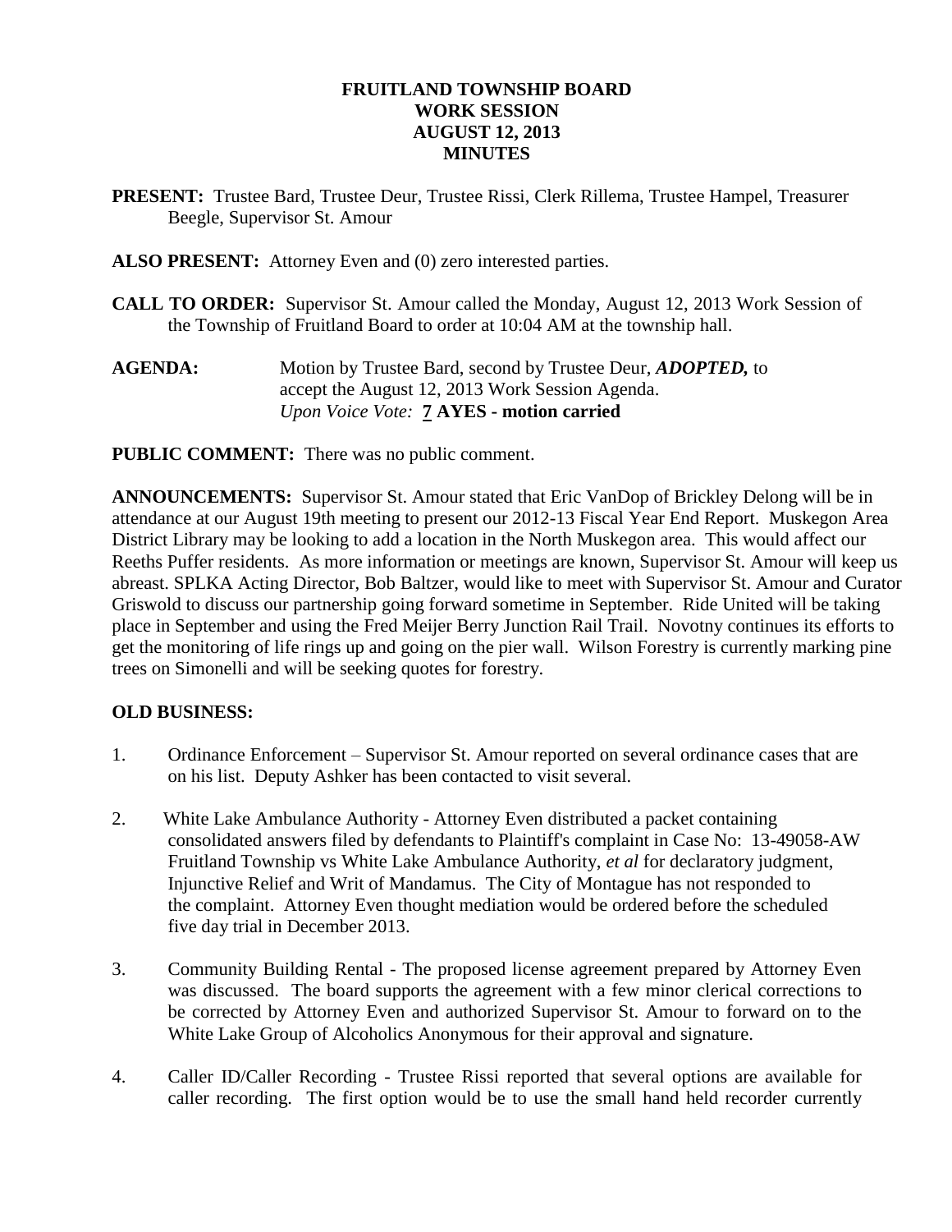# FRUITLAND TOWNSHIP BOARD
# WORK SESSION
# AUGUST 12, 2013
# MINUTES

**PRESENT:** Trustee Bard, Trustee Deur, Trustee Rissi, Clerk Rillema, Trustee Hampel, Treasurer Beegle, Supervisor St. Amour

**ALSO PRESENT:** Attorney Even and (0) zero interested parties.

**CALL TO ORDER:** Supervisor St. Amour called the Monday, August 12, 2013 Work Session of the Township of Fruitland Board to order at 10:04 AM at the township hall.

**AGENDA:** Motion by Trustee Bard, second by Trustee Deur, ***ADOPTED,*** to accept the August 12, 2013 Work Session Agenda.
*Upon Voice Vote:* **7 AYES - motion carried**

**PUBLIC COMMENT:** There was no public comment.

**ANNOUNCEMENTS:** Supervisor St. Amour stated that Eric VanDop of Brickley Delong will be in attendance at our August 19th meeting to present our 2012-13 Fiscal Year End Report. Muskegon Area District Library may be looking to add a location in the North Muskegon area. This would affect our Reeths Puffer residents. As more information or meetings are known, Supervisor St. Amour will keep us abreast. SPLKA Acting Director, Bob Baltzer, would like to meet with Supervisor St. Amour and Curator Griswold to discuss our partnership going forward sometime in September. Ride United will be taking place in September and using the Fred Meijer Berry Junction Rail Trail. Novotny continues its efforts to get the monitoring of life rings up and going on the pier wall. Wilson Forestry is currently marking pine trees on Simonelli and will be seeking quotes for forestry.

**OLD BUSINESS:**

1. Ordinance Enforcement – Supervisor St. Amour reported on several ordinance cases that are on his list. Deputy Ashker has been contacted to visit several.

2. White Lake Ambulance Authority - Attorney Even distributed a packet containing consolidated answers filed by defendants to Plaintiff's complaint in Case No: 13-49058-AW Fruitland Township vs White Lake Ambulance Authority, *et al* for declaratory judgment, Injunctive Relief and Writ of Mandamus. The City of Montague has not responded to the complaint. Attorney Even thought mediation would be ordered before the scheduled five day trial in December 2013.

3. Community Building Rental - The proposed license agreement prepared by Attorney Even was discussed. The board supports the agreement with a few minor clerical corrections to be corrected by Attorney Even and authorized Supervisor St. Amour to forward on to the White Lake Group of Alcoholics Anonymous for their approval and signature.

4. Caller ID/Caller Recording - Trustee Rissi reported that several options are available for caller recording. The first option would be to use the small hand held recorder currently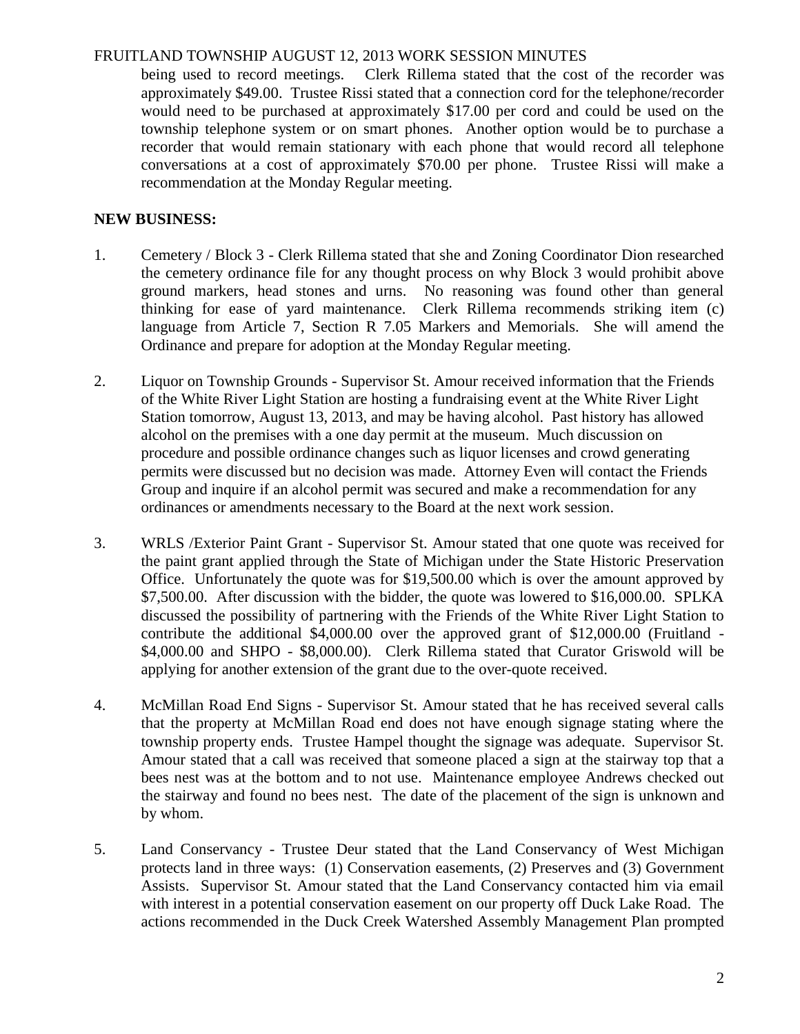being used to record meetings. Clerk Rillema stated that the cost of the recorder was approximately $49.00. Trustee Rissi stated that a connection cord for the telephone/recorder would need to be purchased at approximately $17.00 per cord and could be used on the township telephone system or on smart phones. Another option would be to purchase a recorder that would remain stationary with each phone that would record all telephone conversations at a cost of approximately $70.00 per phone. Trustee Rissi will make a recommendation at the Monday Regular meeting.

**NEW BUSINESS:**

1. Cemetery / Block 3 - Clerk Rillema stated that she and Zoning Coordinator Dion researched the cemetery ordinance file for any thought process on why Block 3 would prohibit above ground markers, head stones and urns. No reasoning was found other than general thinking for ease of yard maintenance. Clerk Rillema recommends striking item (c) language from Article 7, Section R 7.05 Markers and Memorials. She will amend the Ordinance and prepare for adoption at the Monday Regular meeting.

2. Liquor on Township Grounds - Supervisor St. Amour received information that the Friends of the White River Light Station are hosting a fundraising event at the White River Light Station tomorrow, August 13, 2013, and may be having alcohol. Past history has allowed alcohol on the premises with a one day permit at the museum. Much discussion on procedure and possible ordinance changes such as liquor licenses and crowd generating permits were discussed but no decision was made. Attorney Even will contact the Friends Group and inquire if an alcohol permit was secured and make a recommendation for any ordinances or amendments necessary to the Board at the next work session.

3. WRLS /Exterior Paint Grant - Supervisor St. Amour stated that one quote was received for the paint grant applied through the State of Michigan under the State Historic Preservation Office. Unfortunately the quote was for $19,500.00 which is over the amount approved by $7,500.00. After discussion with the bidder, the quote was lowered to $16,000.00. SPLKA discussed the possibility of partnering with the Friends of the White River Light Station to contribute the additional $4,000.00 over the approved grant of $12,000.00 (Fruitland - $4,000.00 and SHPO - $8,000.00). Clerk Rillema stated that Curator Griswold will be applying for another extension of the grant due to the over-quote received.

4. McMillan Road End Signs - Supervisor St. Amour stated that he has received several calls that the property at McMillan Road end does not have enough signage stating where the township property ends. Trustee Hampel thought the signage was adequate. Supervisor St. Amour stated that a call was received that someone placed a sign at the stairway top that a bees nest was at the bottom and to not use. Maintenance employee Andrews checked out the stairway and found no bees nest. The date of the placement of the sign is unknown and by whom.

5. Land Conservancy - Trustee Deur stated that the Land Conservancy of West Michigan protects land in three ways: (1) Conservation easements, (2) Preserves and (3) Government Assists. Supervisor St. Amour stated that the Land Conservancy contacted him via email with interest in a potential conservation easement on our property off Duck Lake Road. The actions recommended in the Duck Creek Watershed Assembly Management Plan prompted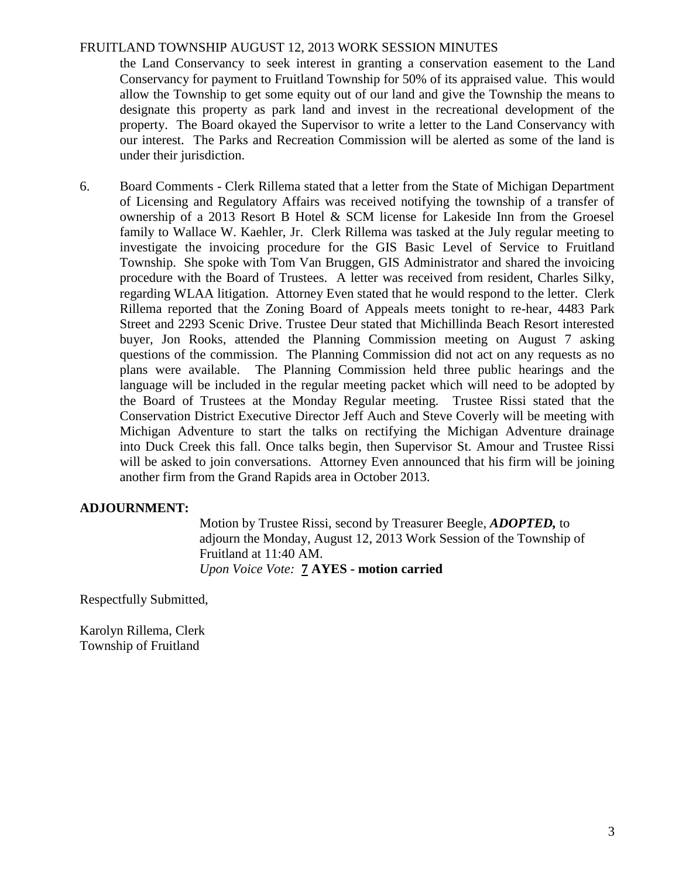the Land Conservancy to seek interest in granting a conservation easement to the Land Conservancy for payment to Fruitland Township for 50% of its appraised value. This would allow the Township to get some equity out of our land and give the Township the means to designate this property as park land and invest in the recreational development of the property. The Board okayed the Supervisor to write a letter to the Land Conservancy with our interest. The Parks and Recreation Commission will be alerted as some of the land is under their jurisdiction.

6. Board Comments - Clerk Rillema stated that a letter from the State of Michigan Department of Licensing and Regulatory Affairs was received notifying the township of a transfer of ownership of a 2013 Resort B Hotel & SCM license for Lakeside Inn from the Groesel family to Wallace W. Kaehler, Jr. Clerk Rillema was tasked at the July regular meeting to investigate the invoicing procedure for the GIS Basic Level of Service to Fruitland Township. She spoke with Tom Van Bruggen, GIS Administrator and shared the invoicing procedure with the Board of Trustees. A letter was received from resident, Charles Silky, regarding WLAA litigation. Attorney Even stated that he would respond to the letter. Clerk Rillema reported that the Zoning Board of Appeals meets tonight to re-hear, 4483 Park Street and 2293 Scenic Drive. Trustee Deur stated that Michillinda Beach Resort interested buyer, Jon Rooks, attended the Planning Commission meeting on August 7 asking questions of the commission. The Planning Commission did not act on any requests as no plans were available. The Planning Commission held three public hearings and the language will be included in the regular meeting packet which will need to be adopted by the Board of Trustees at the Monday Regular meeting. Trustee Rissi stated that the Conservation District Executive Director Jeff Auch and Steve Coverly will be meeting with Michigan Adventure to start the talks on rectifying the Michigan Adventure drainage into Duck Creek this fall. Once talks begin, then Supervisor St. Amour and Trustee Rissi will be asked to join conversations. Attorney Even announced that his firm will be joining another firm from the Grand Rapids area in October 2013.

**ADJOURNMENT:**

Motion by Trustee Rissi, second by Treasurer Beegle, ***ADOPTED,*** to adjourn the Monday, August 12, 2013 Work Session of the Township of Fruitland at 11:40 AM.
*Upon Voice Vote:* **7 AYES - motion carried**

Respectfully Submitted,

Karolyn Rillema, Clerk
Township of Fruitland